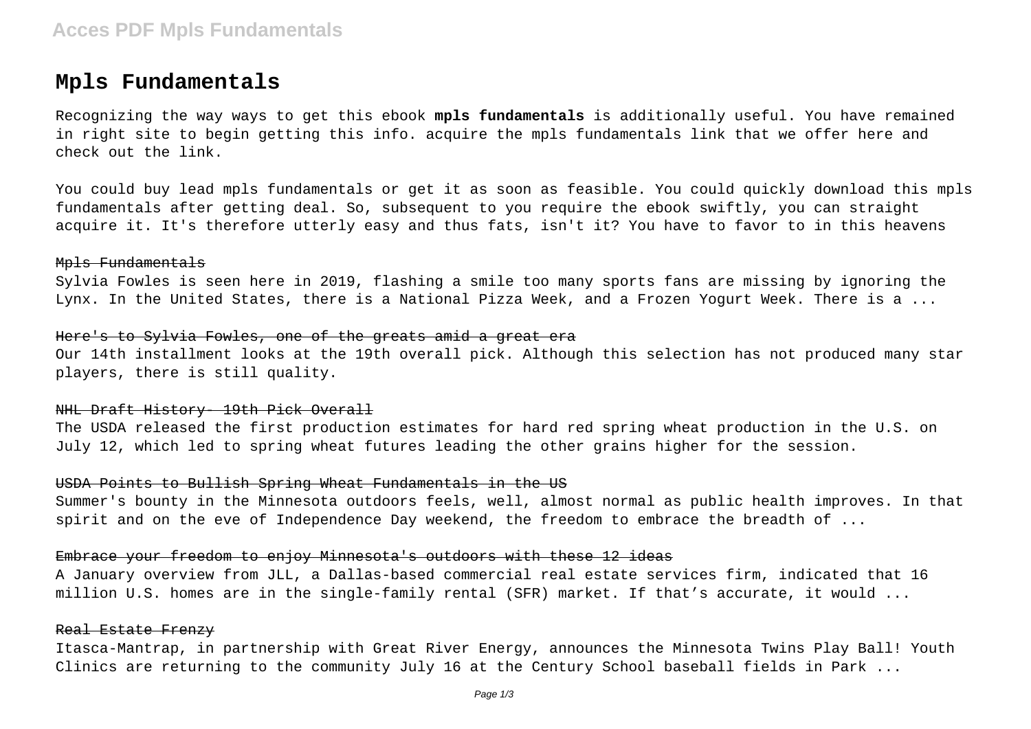# Mpls Fundamentals

Recognizing the way ways to get this ebook **mpls fundamentals** is additionally useful. You have remained in right site to begin getting this info. acquire the mpls fundamentals link that we offer here and check out the link.

You could buy lead mpls fundamentals or get it as soon as feasible. You could quickly download this mpls fundamentals after getting deal. So, subsequent to you require the ebook swiftly, you can straight acquire it. It's therefore utterly easy and thus fats, isn't it? You have to favor to in this heavens

### Mpls Fundamentals

Sylvia Fowles is seen here in 2019, flashing a smile too many sports fans are missing by ignoring the Lynx. In the United States, there is a National Pizza Week, and a Frozen Yogurt Week. There is a ...

### Here's to Sylvia Fowles, one of the greats amid a great era

Our 14th installment looks at the 19th overall pick. Although this selection has not produced many star players, there is still quality.

### NHL Draft History- 19th Pick Overall

The USDA released the first production estimates for hard red spring wheat production in the U.S. on July 12, which led to spring wheat futures leading the other grains higher for the session.

### USDA Points to Bullish Spring Wheat Fundamentals in the US

Summer's bounty in the Minnesota outdoors feels, well, almost normal as public health improves. In that spirit and on the eve of Independence Day weekend, the freedom to embrace the breadth of ...

### Embrace your freedom to enjoy Minnesota's outdoors with these 12 ideas

A January overview from JLL, a Dallas-based commercial real estate services firm, indicated that 16 million U.S. homes are in the single-family rental (SFR) market. If that's accurate, it would ...

### Real Estate Frenzy

Itasca-Mantrap, in partnership with Great River Energy, announces the Minnesota Twins Play Ball! Youth Clinics are returning to the community July 16 at the Century School baseball fields in Park ...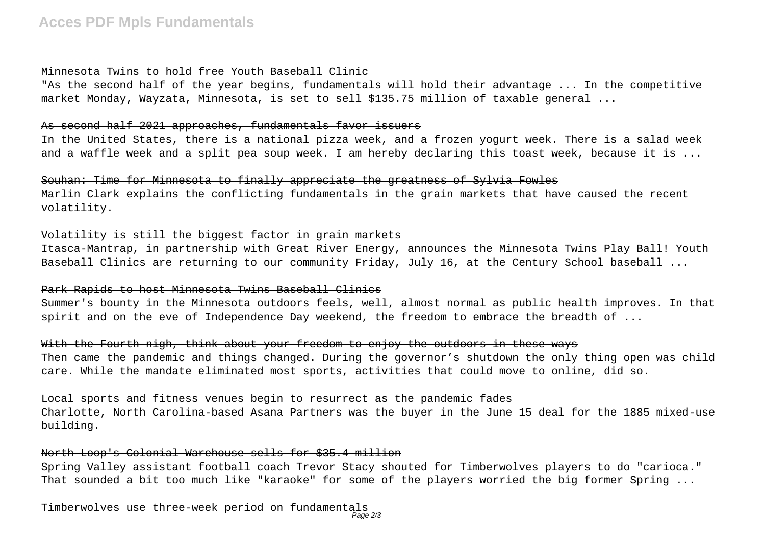Minnesota Twins to hold free Youth Baseball Clinic

"As the second half of the year begins, fundamentals will hold their advantage ... In the competitive market Monday, Wayzata, Minnesota, is set to sell $135.75 million of taxable general ...

As second half 2021 approaches, fundamentals favor issuers

In the United States, there is a national pizza week, and a frozen yogurt week. There is a salad week and a waffle week and a split pea soup week. I am hereby declaring this toast week, because it is ...

Souhan: Time for Minnesota to finally appreciate the greatness of Sylvia Fowles

Marlin Clark explains the conflicting fundamentals in the grain markets that have caused the recent volatility.

Volatility is still the biggest factor in grain markets

Itasca-Mantrap, in partnership with Great River Energy, announces the Minnesota Twins Play Ball! Youth Baseball Clinics are returning to our community Friday, July 16, at the Century School baseball ...

Park Rapids to host Minnesota Twins Baseball Clinics

Summer's bounty in the Minnesota outdoors feels, well, almost normal as public health improves. In that spirit and on the eve of Independence Day weekend, the freedom to embrace the breadth of ...

With the Fourth nigh, think about your freedom to enjoy the outdoors in these ways

Then came the pandemic and things changed. During the governor's shutdown the only thing open was child care. While the mandate eliminated most sports, activities that could move to online, did so.

Local sports and fitness venues begin to resurrect as the pandemic fades

Charlotte, North Carolina-based Asana Partners was the buyer in the June 15 deal for the 1885 mixed-use building.

North Loop's Colonial Warehouse sells for $35.4 million

Spring Valley assistant football coach Trevor Stacy shouted for Timberwolves players to do "carioca." That sounded a bit too much like "karaoke" for some of the players worried the big former Spring ...

Timberwolves use three-week period on fundamentals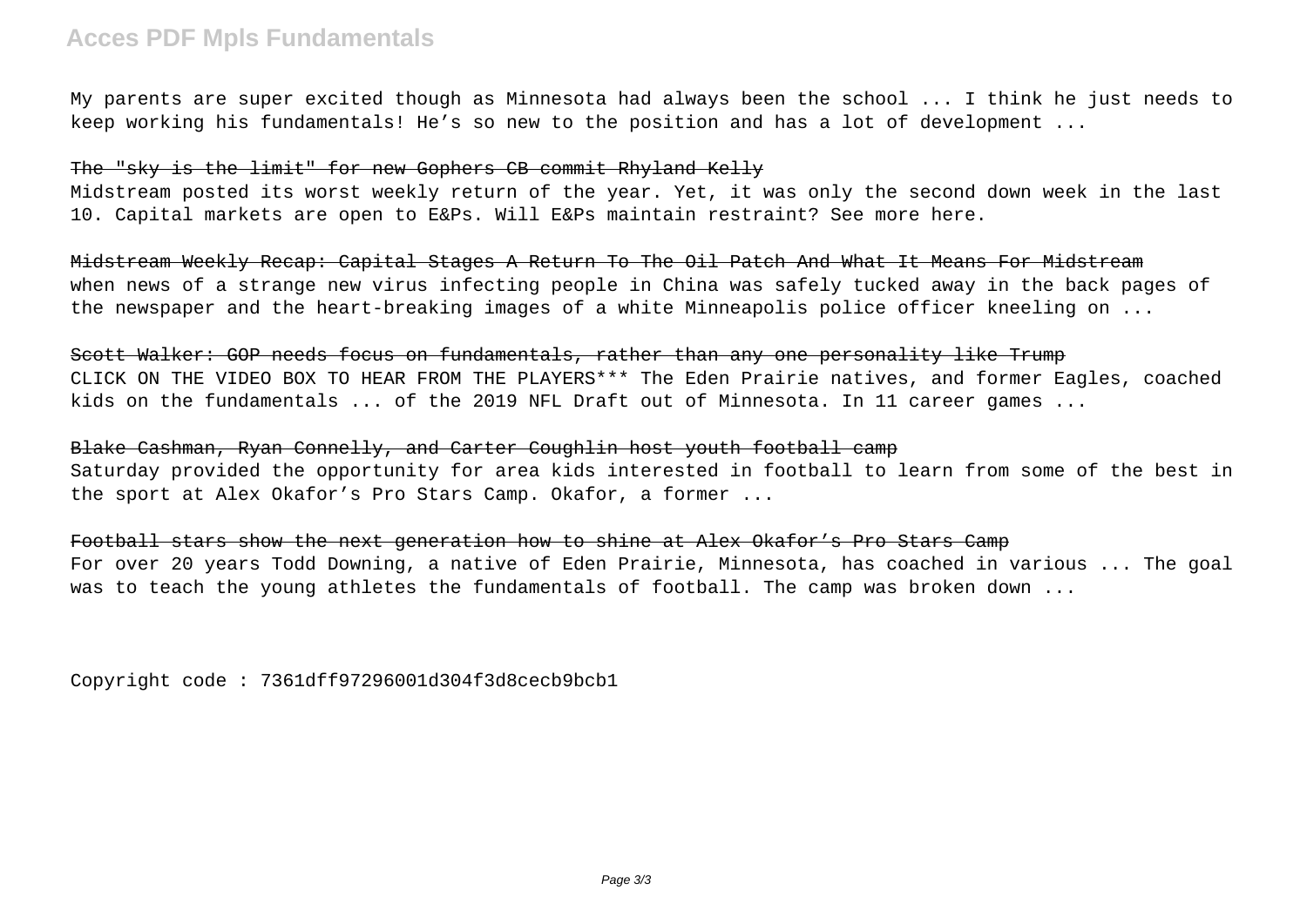My parents are super excited though as Minnesota had always been the school ... I think he just needs to keep working his fundamentals! He’s so new to the position and has a lot of development ...

~~The "sky is the limit" for new Gophers CB commit Rhyland Kelly~~

Midstream posted its worst weekly return of the year. Yet, it was only the second down week in the last 10. Capital markets are open to E&Ps. Will E&Ps maintain restraint? See more here.

~~Midstream Weekly Recap: Capital Stages A Return To The Oil Patch And What It Means For Midstream~~

when news of a strange new virus infecting people in China was safely tucked away in the back pages of the newspaper and the heart-breaking images of a white Minneapolis police officer kneeling on ...

~~Scott Walker: GOP needs focus on fundamentals, rather than any one personality like Trump~~

CLICK ON THE VIDEO BOX TO HEAR FROM THE PLAYERS*** The Eden Prairie natives, and former Eagles, coached kids on the fundamentals ... of the 2019 NFL Draft out of Minnesota. In 11 career games ...

~~Blake Cashman, Ryan Connelly, and Carter Coughlin host youth football camp~~

Saturday provided the opportunity for area kids interested in football to learn from some of the best in the sport at Alex Okafor’s Pro Stars Camp. Okafor, a former ...

~~Football stars show the next generation how to shine at Alex Okafor’s Pro Stars Camp~~

For over 20 years Todd Downing, a native of Eden Prairie, Minnesota, has coached in various ... The goal was to teach the young athletes the fundamentals of football. The camp was broken down ...

Copyright code : 7361dff97296001d304f3d8cecb9bcb1